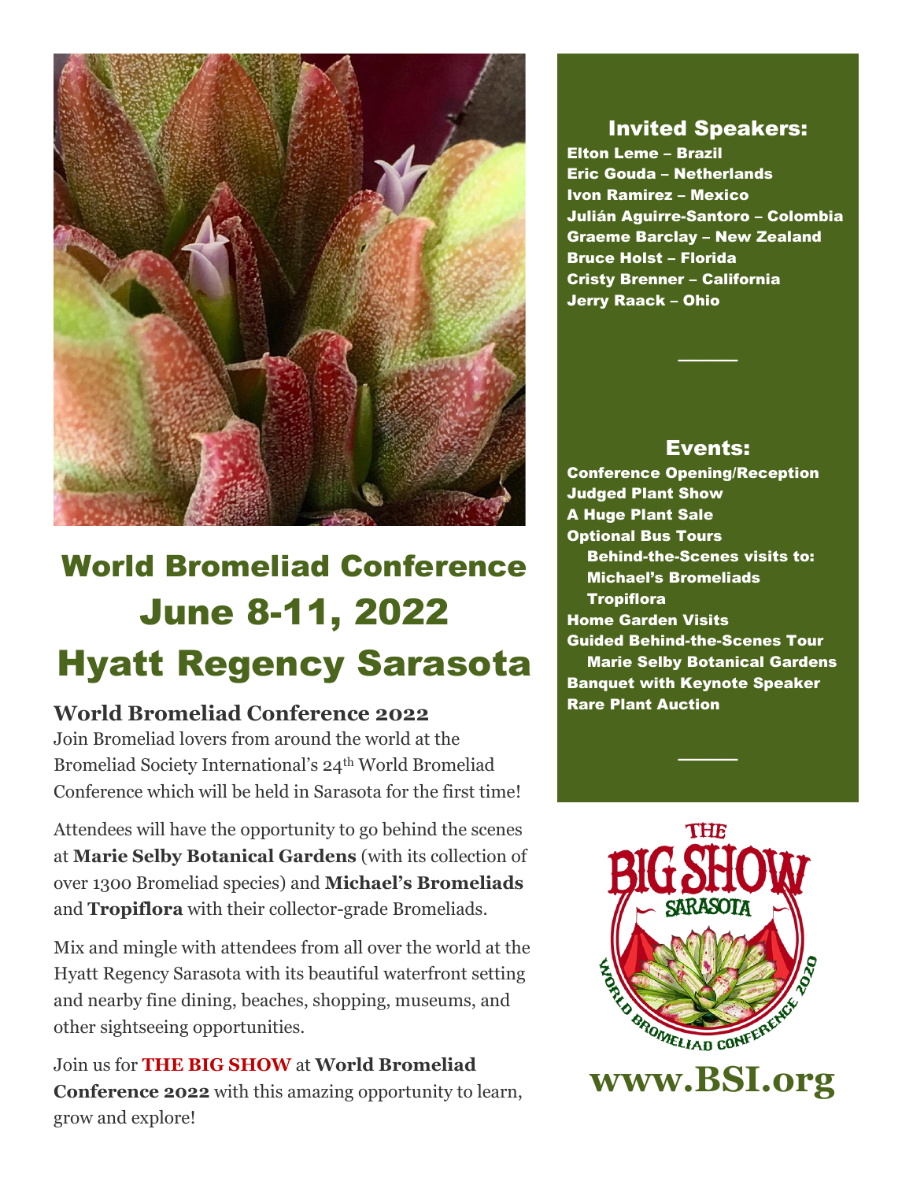# World Bromeliad Conference
# June 8-11, 2022
# Hyatt Regency Sarasota

## World Bromeliad Conference 2022

Join Bromeliad lovers from around the world at the Bromeliad Society International's 24th World Bromeliad Conference which will be held in Sarasota for the first time!

Attendees will have the opportunity to go behind the scenes at **Marie Selby Botanical Gardens** (with its collection of over 1300 Bromeliad species) and **Michael's Bromeliads** and **Tropiflora** with their collector-grade Bromeliads.

Mix and mingle with attendees from all over the world at the Hyatt Regency Sarasota with its beautiful waterfront setting and nearby fine dining, beaches, shopping, museums, and other sightseeing opportunities.

Join us for **THE BIG SHOW** at **World Bromeliad Conference 2022** with this amazing opportunity to learn, grow and explore!

## Invited Speakers:

**Elton Leme – Brazil**
**Eric Gouda – Netherlands**
**Ivon Ramirez – Mexico**
**Julián Aguirre-Santoro – Colombia**
**Graeme Barclay – New Zealand**
**Bruce Holst – Florida**
**Cristy Brenner – California**
**Jerry Raack – Ohio**

## Events:

- **Conference Opening/Reception**
- **Judged Plant Show**
- **A Huge Plant Sale**
- **Optional Bus Tours**
  - **Behind-the-Scenes visits to:**
  - **Michael's Bromeliads**
  - **Tropiflora**
- **Home Garden Visits**
- **Guided Behind-the-Scenes Tour**
  - **Marie Selby Botanical Gardens**
- **Banquet with Keynote Speaker**
- **Rare Plant Auction**

THE BIG SHOW SARASOTA
WORLD BROMELIAD CONFERENCE 2020

**www.BSI.org**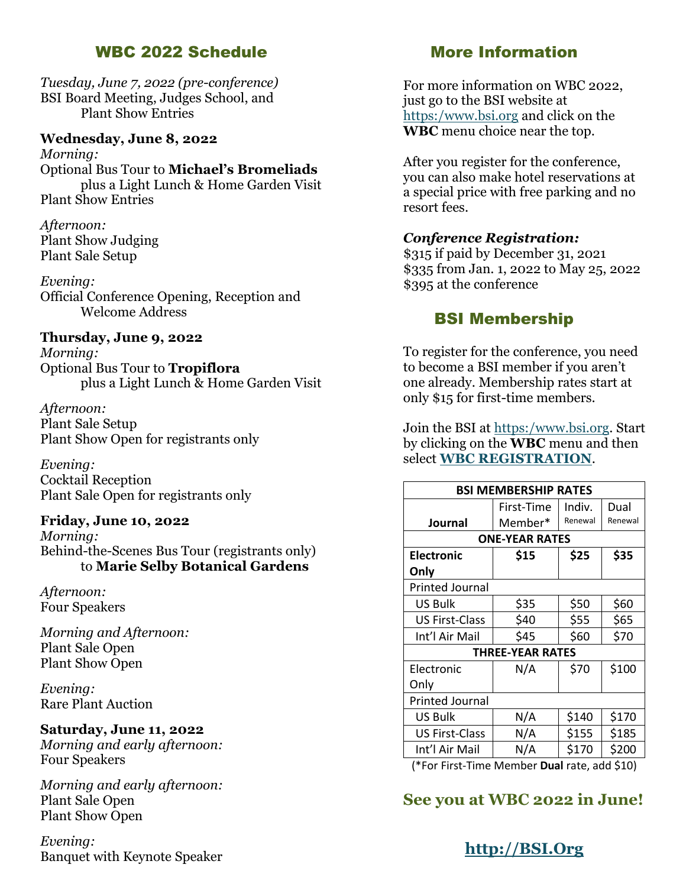## WBC 2022 Schedule

*Tuesday, June 7, 2022 (pre-conference)*
BSI Board Meeting, Judges School, and Plant Show Entries

**Wednesday, June 8, 2022**

*Morning:*
Optional Bus Tour to **Michael's Bromeliads** plus a Light Lunch & Home Garden Visit
Plant Show Entries

*Afternoon:*
Plant Show Judging
Plant Sale Setup

*Evening:*
Official Conference Opening, Reception and Welcome Address

**Thursday, June 9, 2022**

*Morning:*
Optional Bus Tour to **Tropiflora** plus a Light Lunch & Home Garden Visit

*Afternoon:*
Plant Sale Setup
Plant Show Open for registrants only

*Evening:*
Cocktail Reception
Plant Sale Open for registrants only

**Friday, June 10, 2022**

*Morning:*
Behind-the-Scenes Bus Tour (registrants only) to **Marie Selby Botanical Gardens**

*Afternoon:*
Four Speakers

*Morning and Afternoon:*
Plant Sale Open
Plant Show Open

*Evening:*
Rare Plant Auction

**Saturday, June 11, 2022**

*Morning and early afternoon:*
Four Speakers

*Morning and early afternoon:*
Plant Sale Open
Plant Show Open

*Evening:*
Banquet with Keynote Speaker

## More Information

For more information on WBC 2022, just go to the BSI website at https:/www.bsi.org and click on the **WBC** menu choice near the top.

After you register for the conference, you can also make hotel reservations at a special price with free parking and no resort fees.

***Conference Registration:***
$315 if paid by December 31, 2021
$335 from Jan. 1, 2022 to May 25, 2022
$395 at the conference

## BSI Membership

To register for the conference, you need to become a BSI member if you aren't one already. Membership rates start at only $15 for first-time members.

Join the BSI at https:/www.bsi.org. Start by clicking on the **WBC** menu and then select **WBC REGISTRATION**.

| BSI MEMBERSHIP RATES | | | |
|---|---|---|---|
| **Journal** | First-Time Member* | Indiv. Renewal | Dual Renewal |
| **ONE-YEAR RATES** | | | |
| **Electronic Only** | **$15** | **$25** | **$35** |
| Printed Journal | | | |
| US Bulk | $35 | $50 | $60 |
| US First-Class | $40 | $55 | $65 |
| Int'l Air Mail | $45 | $60 | $70 |
| **THREE-YEAR RATES** | | | |
| Electronic Only | N/A | $70 | $100 |
| Printed Journal | | | |
| US Bulk | N/A | $140 | $170 |
| US First-Class | N/A | $155 | $185 |
| Int'l Air Mail | N/A | $170 | $200 |

(*For First-Time Member **Dual** rate, add $10)

**See you at WBC 2022 in June!**

**http://BSI.Org**